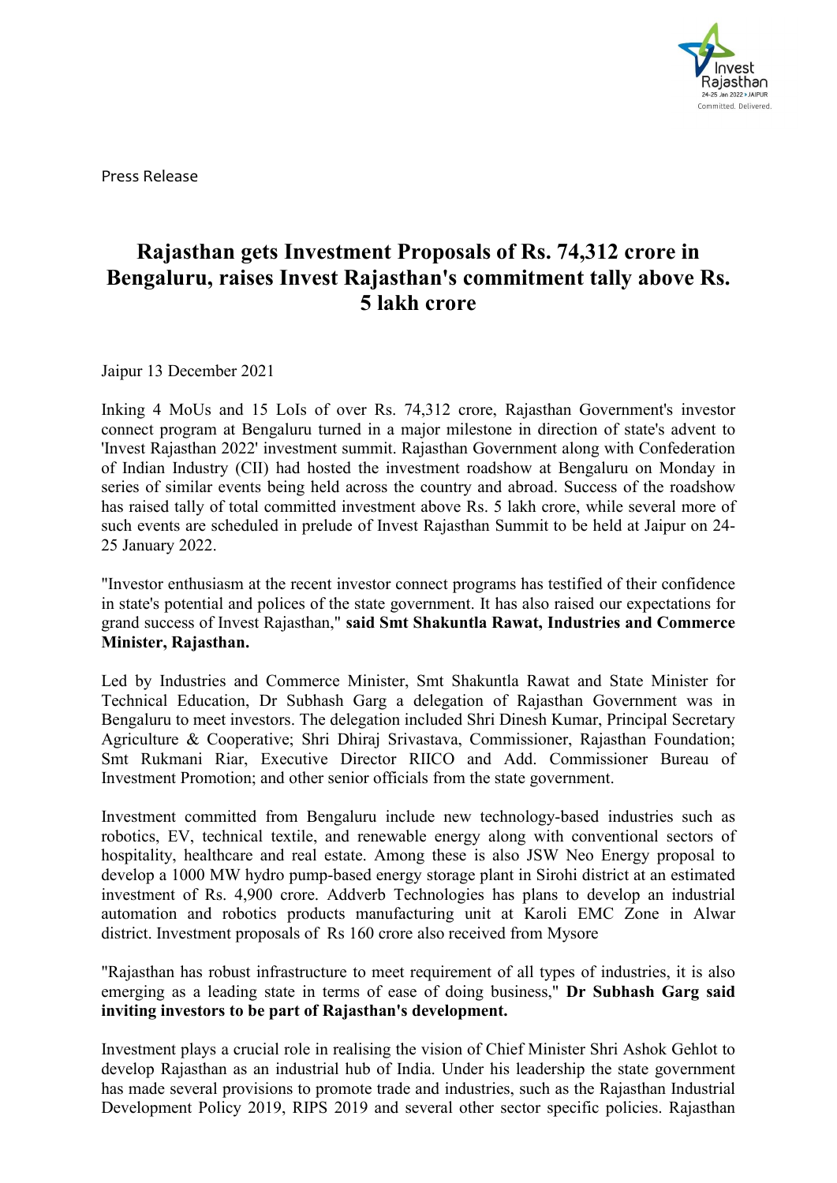Press Release

# Rajasthan gets Investment Proposals of Rs. 74,312 crore in Bengaluru, raises Invest Rajasthan's commitment tally above Rs. 5 lakh crore

Jaipur 13 December 2021

Inking 4 MoUs and 15 LoIs of over Rs. 74,312 crore, Rajasthan Government's investor connect program at Bengaluru turned in a major milestone in direction of state's advent to 'Invest Rajasthan 2022' investment summit. Rajasthan Government along with Confederation of Indian Industry (CII) had hosted the investment roadshow at Bengaluru on Monday in series of similar events being held across the country and abroad. Success of the roadshow has raised tally of total committed investment above Rs. 5 lakh crore, while several more of such events are scheduled in prelude of Invest Rajasthan Summit to be held at Jaipur on 24-25 January 2022.

"Investor enthusiasm at the recent investor connect programs has testified of their confidence in state's potential and polices of the state government. It has also raised our expectations for grand success of Invest Rajasthan," **said Smt Shakuntla Rawat, Industries and Commerce Minister, Rajasthan.**

Led by Industries and Commerce Minister, Smt Shakuntla Rawat and State Minister for Technical Education, Dr Subhash Garg a delegation of Rajasthan Government was in Bengaluru to meet investors. The delegation included Shri Dinesh Kumar, Principal Secretary Agriculture & Cooperative; Shri Dhiraj Srivastava, Commissioner, Rajasthan Foundation; Smt Rukmani Riar, Executive Director RIICO and Add. Commissioner Bureau of Investment Promotion; and other senior officials from the state government.

Investment committed from Bengaluru include new technology-based industries such as robotics, EV, technical textile, and renewable energy along with conventional sectors of hospitality, healthcare and real estate. Among these is also JSW Neo Energy proposal to develop a 1000 MW hydro pump-based energy storage plant in Sirohi district at an estimated investment of Rs. 4,900 crore. Addverb Technologies has plans to develop an industrial automation and robotics products manufacturing unit at Karoli EMC Zone in Alwar district. Investment proposals of Rs 160 crore also received from Mysore

"Rajasthan has robust infrastructure to meet requirement of all types of industries, it is also emerging as a leading state in terms of ease of doing business," **Dr Subhash Garg said inviting investors to be part of Rajasthan's development.**

Investment plays a crucial role in realising the vision of Chief Minister Shri Ashok Gehlot to develop Rajasthan as an industrial hub of India. Under his leadership the state government has made several provisions to promote trade and industries, such as the Rajasthan Industrial Development Policy 2019, RIPS 2019 and several other sector specific policies. Rajasthan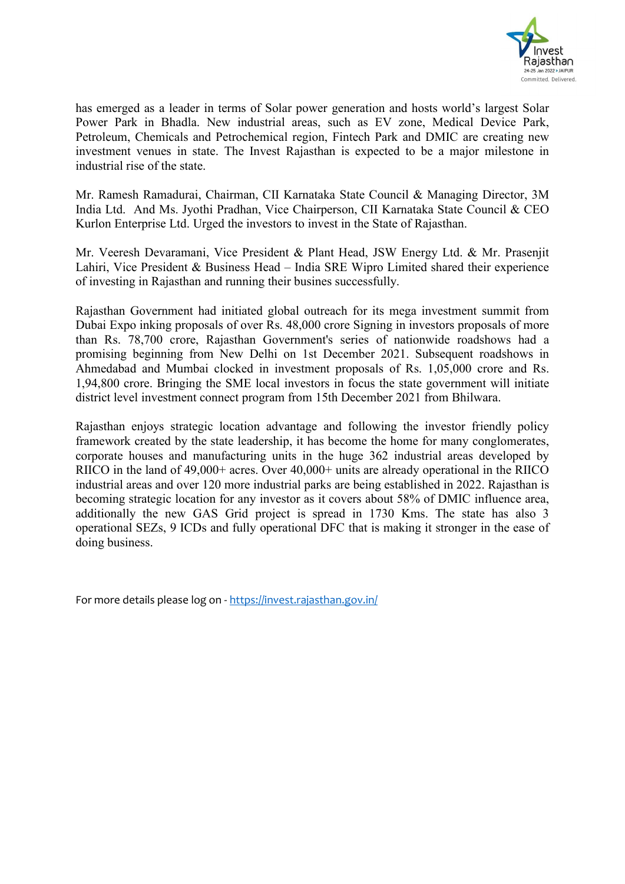has emerged as a leader in terms of Solar power generation and hosts world's largest Solar Power Park in Bhadla. New industrial areas, such as EV zone, Medical Device Park, Petroleum, Chemicals and Petrochemical region, Fintech Park and DMIC are creating new investment venues in state. The Invest Rajasthan is expected to be a major milestone in industrial rise of the state.

Mr. Ramesh Ramadurai, Chairman, CII Karnataka State Council & Managing Director, 3M India Ltd. And Ms. Jyothi Pradhan, Vice Chairperson, CII Karnataka State Council & CEO Kurlon Enterprise Ltd. Urged the investors to invest in the State of Rajasthan.

Mr. Veeresh Devaramani, Vice President & Plant Head, JSW Energy Ltd. & Mr. Prasenjit Lahiri, Vice President & Business Head – India SRE Wipro Limited shared their experience of investing in Rajasthan and running their busines successfully.

Rajasthan Government had initiated global outreach for its mega investment summit from Dubai Expo inking proposals of over Rs. 48,000 crore Signing in investors proposals of more than Rs. 78,700 crore, Rajasthan Government's series of nationwide roadshows had a promising beginning from New Delhi on 1st December 2021. Subsequent roadshows in Ahmedabad and Mumbai clocked in investment proposals of Rs. 1,05,000 crore and Rs. 1,94,800 crore. Bringing the SME local investors in focus the state government will initiate district level investment connect program from 15th December 2021 from Bhilwara.

Rajasthan enjoys strategic location advantage and following the investor friendly policy framework created by the state leadership, it has become the home for many conglomerates, corporate houses and manufacturing units in the huge 362 industrial areas developed by RIICO in the land of 49,000+ acres. Over 40,000+ units are already operational in the RIICO industrial areas and over 120 more industrial parks are being established in 2022. Rajasthan is becoming strategic location for any investor as it covers about 58% of DMIC influence area, additionally the new GAS Grid project is spread in 1730 Kms. The state has also 3 operational SEZs, 9 ICDs and fully operational DFC that is making it stronger in the ease of doing business.

For more details please log on - https://invest.rajasthan.gov.in/